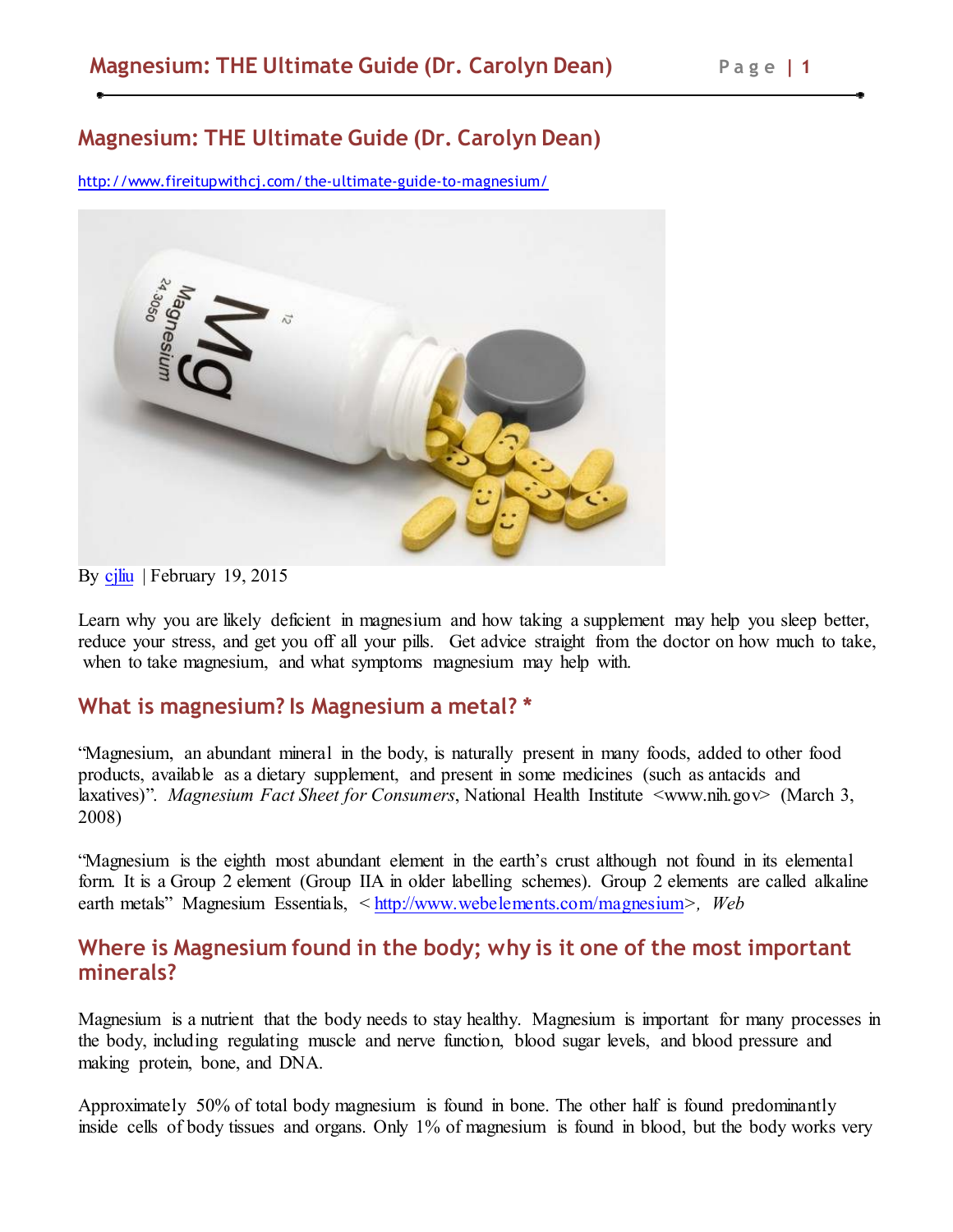# Magnesium: THE Ultimate Guide (Dr. Carolyn Dean)

http://www.fireitupwithcj.com/the-ultimate-guide-to-magnesium/

By cjliu | February 19, 2015

Learn why you are likely deficient in magnesium and how taking a supplement may help you sleep better, reduce your stress, and get you off all your pills. Get advice straight from the doctor on how much to take, when to take magnesium, and what symptoms magnesium may help with.

## What is magnesium? Is Magnesium a metal? *

"Magnesium, an abundant mineral in the body, is naturally present in many foods, added to other food products, available as a dietary supplement, and present in some medicines (such as antacids and laxatives)". *Magnesium Fact Sheet for Consumers*, National Health Institute <www.nih.gov> (March 3, 2008)

"Magnesium is the eighth most abundant element in the earth's crust although not found in its elemental form. It is a Group 2 element (Group IIA in older labelling schemes). Group 2 elements are called alkaline earth metals" Magnesium Essentials, < http://www.webelements.com/magnesium>, *Web*

## Where is Magnesium found in the body; why is it one of the most important minerals?

Magnesium is a nutrient that the body needs to stay healthy. Magnesium is important for many processes in the body, including regulating muscle and nerve function, blood sugar levels, and blood pressure and making protein, bone, and DNA.

Approximately 50% of total body magnesium is found in bone. The other half is found predominantly inside cells of body tissues and organs. Only 1% of magnesium is found in blood, but the body works very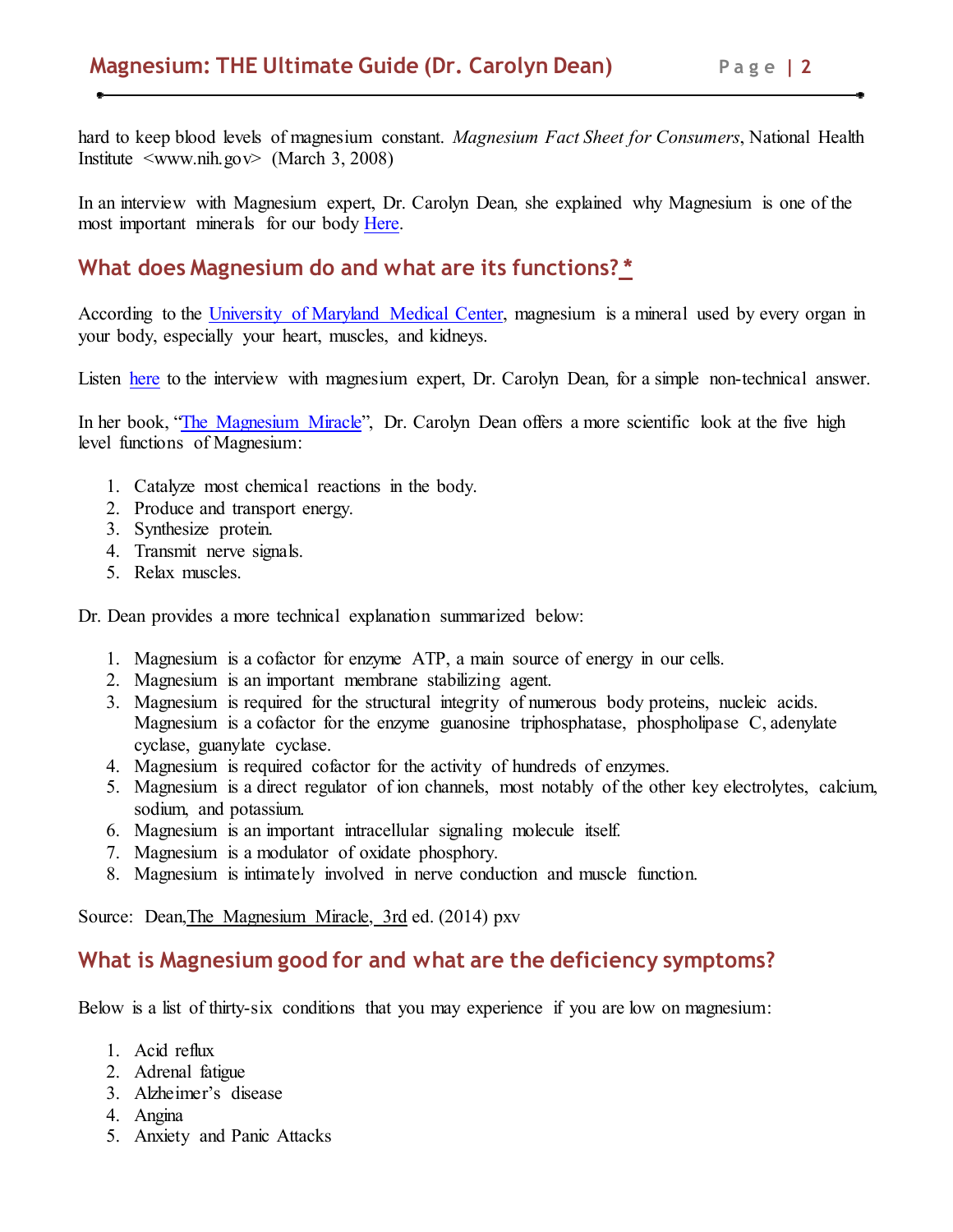hard to keep blood levels of magnesium constant. *Magnesium Fact Sheet for Consumers*, National Health Institute <www.nih.gov> (March 3, 2008)

In an interview with Magnesium expert, Dr. Carolyn Dean, she explained why Magnesium is one of the most important minerals for our body Here.

## What does Magnesium do and what are its functions? *

According to the University of Maryland Medical Center, magnesium is a mineral used by every organ in your body, especially your heart, muscles, and kidneys.

Listen here to the interview with magnesium expert, Dr. Carolyn Dean, for a simple non-technical answer.

In her book, "The Magnesium Miracle", Dr. Carolyn Dean offers a more scientific look at the five high level functions of Magnesium:

1. Catalyze most chemical reactions in the body.
2. Produce and transport energy.
3. Synthesize protein.
4. Transmit nerve signals.
5. Relax muscles.

Dr. Dean provides a more technical explanation summarized below:

1. Magnesium is a cofactor for enzyme ATP, a main source of energy in our cells.
2. Magnesium is an important membrane stabilizing agent.
3. Magnesium is required for the structural integrity of numerous body proteins, nucleic acids. Magnesium is a cofactor for the enzyme guanosine triphosphatase, phospholipase C, adenylate cyclase, guanylate cyclase.
4. Magnesium is required cofactor for the activity of hundreds of enzymes.
5. Magnesium is a direct regulator of ion channels, most notably of the other key electrolytes, calcium, sodium, and potassium.
6. Magnesium is an important intracellular signaling molecule itself.
7. Magnesium is a modulator of oxidate phosphory.
8. Magnesium is intimately involved in nerve conduction and muscle function.

Source: Dean, The Magnesium Miracle, 3rd ed. (2014) pxv

## What is Magnesium good for and what are the deficiency symptoms?

Below is a list of thirty-six conditions that you may experience if you are low on magnesium:

1. Acid reflux
2. Adrenal fatigue
3. Alzheimer's disease
4. Angina
5. Anxiety and Panic Attacks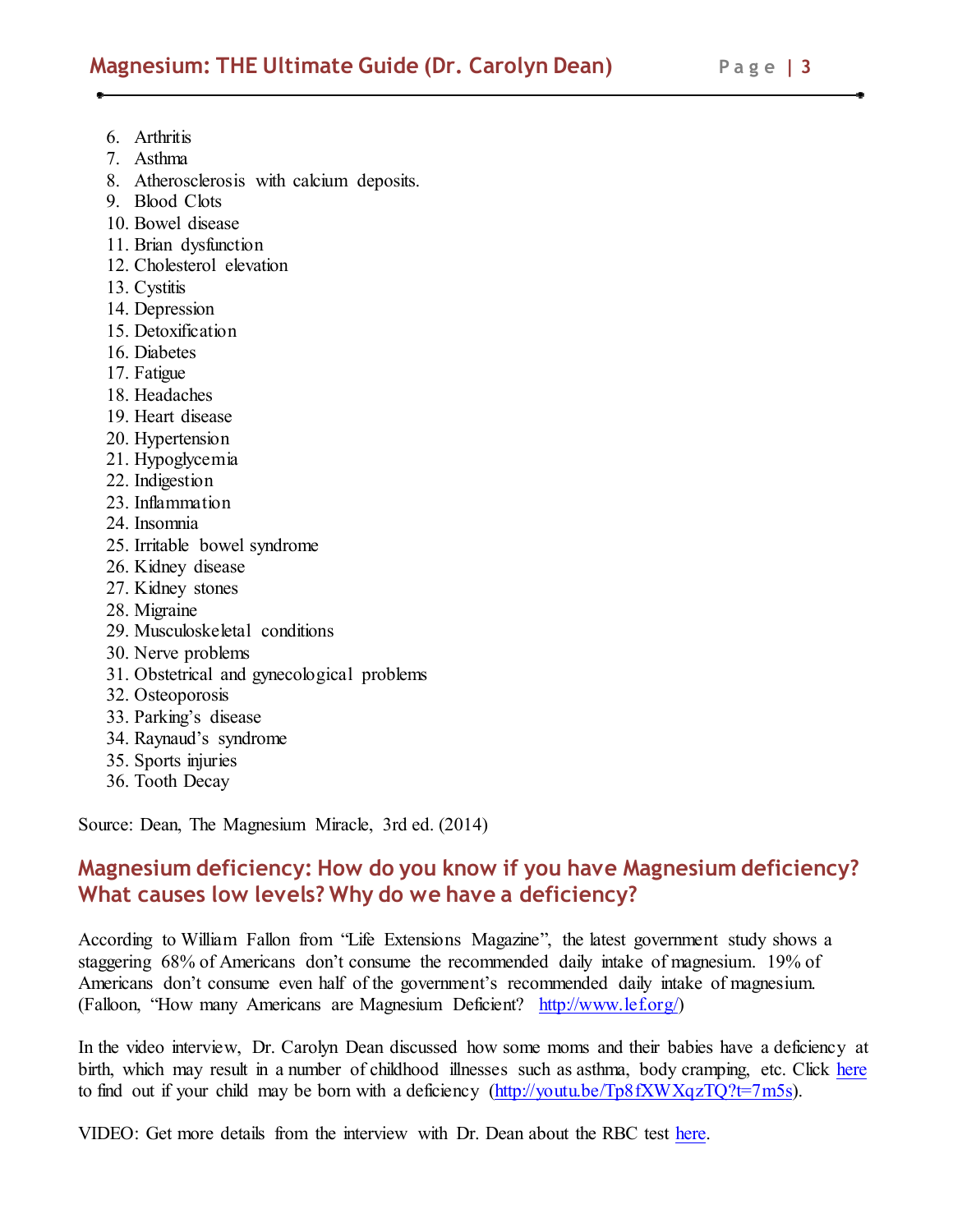6. Arthritis
7. Asthma
8. Atherosclerosis with calcium deposits.
9. Blood Clots
10. Bowel disease
11. Brian dysfunction
12. Cholesterol elevation
13. Cystitis
14. Depression
15. Detoxification
16. Diabetes
17. Fatigue
18. Headaches
19. Heart disease
20. Hypertension
21. Hypoglycemia
22. Indigestion
23. Inflammation
24. Insomnia
25. Irritable bowel syndrome
26. Kidney disease
27. Kidney stones
28. Migraine
29. Musculoskeletal conditions
30. Nerve problems
31. Obstetrical and gynecological problems
32. Osteoporosis
33. Parking's disease
34. Raynaud's syndrome
35. Sports injuries
36. Tooth Decay

Source: Dean, The Magnesium Miracle, 3rd ed. (2014)

## Magnesium deficiency: How do you know if you have Magnesium deficiency? What causes low levels? Why do we have a deficiency?

According to William Fallon from "Life Extensions Magazine", the latest government study shows a staggering 68% of Americans don't consume the recommended daily intake of magnesium. 19% of Americans don't consume even half of the government's recommended daily intake of magnesium. (Falloon, "How many Americans are Magnesium Deficient? http://www.lef.org/)

In the video interview, Dr. Carolyn Dean discussed how some moms and their babies have a deficiency at birth, which may result in a number of childhood illnesses such as asthma, body cramping, etc. Click here to find out if your child may be born with a deficiency (http://youtu.be/Tp8fXWXqzTQ?t=7m5s).

VIDEO: Get more details from the interview with Dr. Dean about the RBC test here.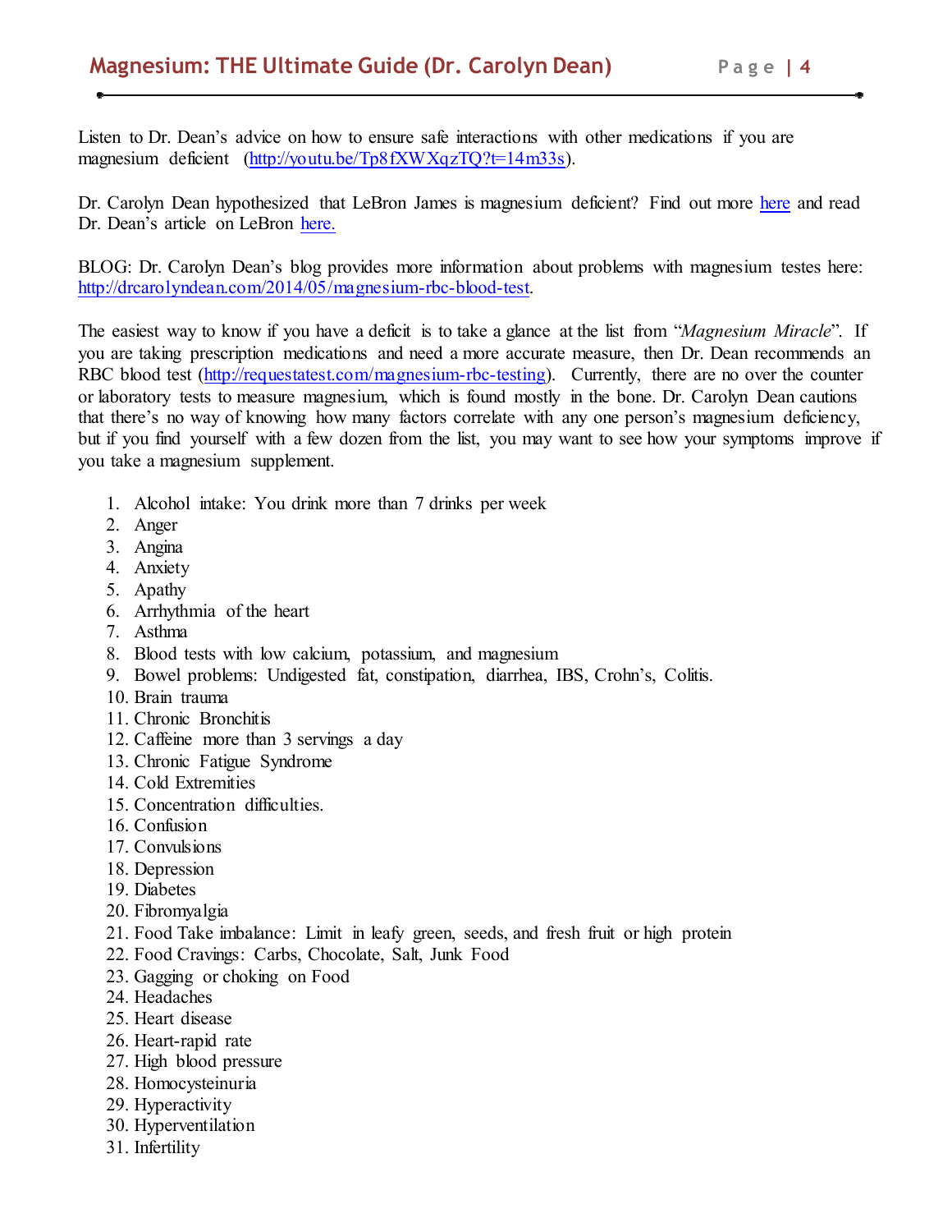Listen to Dr. Dean's advice on how to ensure safe interactions with other medications if you are magnesium deficient (http://youtu.be/Tp8fXWXqzTQ?t=14m33s).

Dr. Carolyn Dean hypothesized that LeBron James is magnesium deficient? Find out more here and read Dr. Dean's article on LeBron here.

BLOG: Dr. Carolyn Dean's blog provides more information about problems with magnesium testes here: http://drcarolyndean.com/2014/05/magnesium-rbc-blood-test.

The easiest way to know if you have a deficit is to take a glance at the list from "*Magnesium Miracle*". If you are taking prescription medications and need a more accurate measure, then Dr. Dean recommends an RBC blood test (http://requestatest.com/magnesium-rbc-testing). Currently, there are no over the counter or laboratory tests to measure magnesium, which is found mostly in the bone. Dr. Carolyn Dean cautions that there's no way of knowing how many factors correlate with any one person's magnesium deficiency, but if you find yourself with a few dozen from the list, you may want to see how your symptoms improve if you take a magnesium supplement.

1. Alcohol intake: You drink more than 7 drinks per week
2. Anger
3. Angina
4. Anxiety
5. Apathy
6. Arrhythmia of the heart
7. Asthma
8. Blood tests with low calcium, potassium, and magnesium
9. Bowel problems: Undigested fat, constipation, diarrhea, IBS, Crohn's, Colitis.
10. Brain trauma
11. Chronic Bronchitis
12. Caffeine more than 3 servings a day
13. Chronic Fatigue Syndrome
14. Cold Extremities
15. Concentration difficulties.
16. Confusion
17. Convulsions
18. Depression
19. Diabetes
20. Fibromyalgia
21. Food Take imbalance: Limit in leafy green, seeds, and fresh fruit or high protein
22. Food Cravings: Carbs, Chocolate, Salt, Junk Food
23. Gagging or choking on Food
24. Headaches
25. Heart disease
26. Heart-rapid rate
27. High blood pressure
28. Homocysteinuria
29. Hyperactivity
30. Hyperventilation
31. Infertility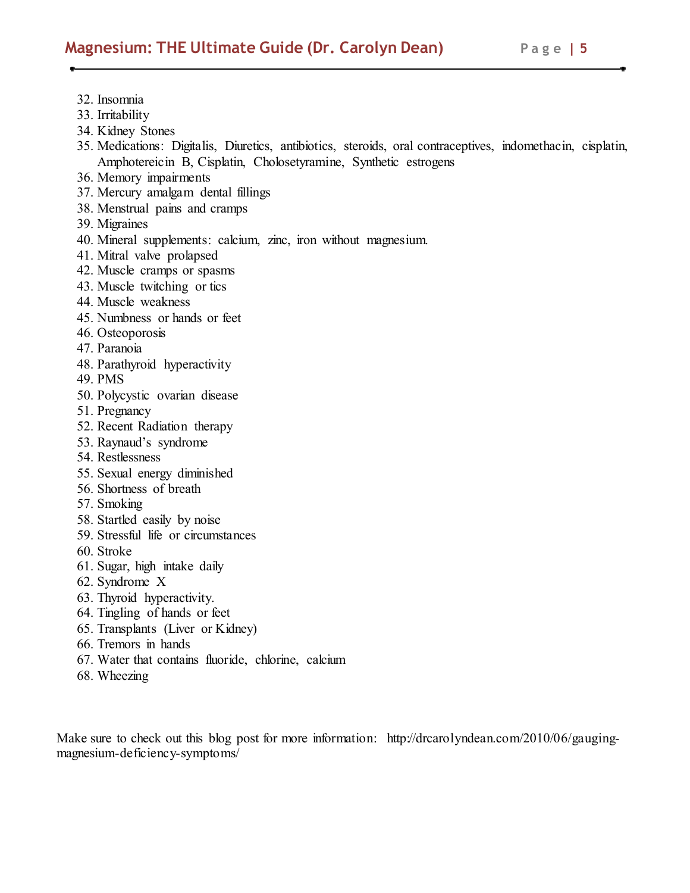32. Insomnia
33. Irritability
34. Kidney Stones
35. Medications: Digitalis, Diuretics, antibiotics, steroids, oral contraceptives, indomethacin, cisplatin, Amphotereicin B, Cisplatin, Cholosetyramine, Synthetic estrogens
36. Memory impairments
37. Mercury amalgam dental fillings
38. Menstrual pains and cramps
39. Migraines
40. Mineral supplements: calcium, zinc, iron without magnesium.
41. Mitral valve prolapsed
42. Muscle cramps or spasms
43. Muscle twitching or tics
44. Muscle weakness
45. Numbness or hands or feet
46. Osteoporosis
47. Paranoia
48. Parathyroid hyperactivity
49. PMS
50. Polycystic ovarian disease
51. Pregnancy
52. Recent Radiation therapy
53. Raynaud's syndrome
54. Restlessness
55. Sexual energy diminished
56. Shortness of breath
57. Smoking
58. Startled easily by noise
59. Stressful life or circumstances
60. Stroke
61. Sugar, high intake daily
62. Syndrome X
63. Thyroid hyperactivity.
64. Tingling of hands or feet
65. Transplants (Liver or Kidney)
66. Tremors in hands
67. Water that contains fluoride, chlorine, calcium
68. Wheezing

Make sure to check out this blog post for more information: http://drcarolyndean.com/2010/06/gauging-magnesium-deficiency-symptoms/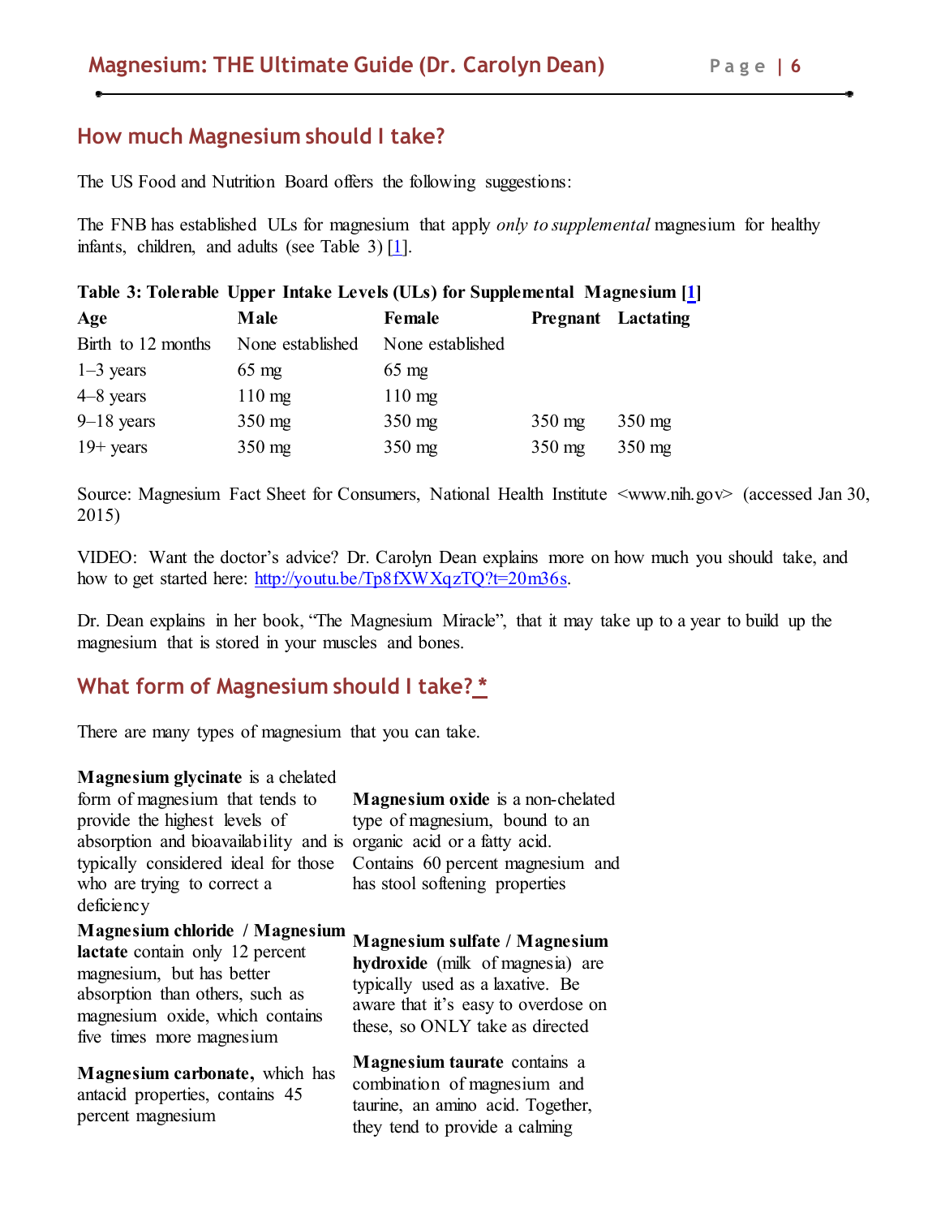## How much Magnesium should I take?

The US Food and Nutrition Board offers the following suggestions:

The FNB has established ULs for magnesium that apply *only to supplemental* magnesium for healthy infants, children, and adults (see Table 3) [1].

**Table 3: Tolerable Upper Intake Levels (ULs) for Supplemental Magnesium [1]**

| Age | Male | Female | Pregnant | Lactating |
|---|---|---|---|---|
| Birth to 12 months | None established | None established | | |
| 1–3 years | 65 mg | 65 mg | | |
| 4–8 years | 110 mg | 110 mg | | |
| 9–18 years | 350 mg | 350 mg | 350 mg | 350 mg |
| 19+ years | 350 mg | 350 mg | 350 mg | 350 mg |

Source: Magnesium Fact Sheet for Consumers, National Health Institute <www.nih.gov> (accessed Jan 30, 2015)

VIDEO: Want the doctor's advice? Dr. Carolyn Dean explains more on how much you should take, and how to get started here: http://youtu.be/Tp8fXWXqzTQ?t=20m36s.

Dr. Dean explains in her book, "The Magnesium Miracle", that it may take up to a year to build up the magnesium that is stored in your muscles and bones.

## What form of Magnesium should I take? *

There are many types of magnesium that you can take.

**Magnesium glycinate** is a chelated form of magnesium that tends to provide the highest levels of absorption and bioavailability and is typically considered ideal for those who are trying to correct a deficiency

**Magnesium chloride / Magnesium lactate** contain only 12 percent magnesium, but has better absorption than others, such as magnesium oxide, which contains five times more magnesium

**Magnesium carbonate,** which has antacid properties, contains 45 percent magnesium

**Magnesium oxide** is a non-chelated type of magnesium, bound to an organic acid or a fatty acid. Contains 60 percent magnesium and has stool softening properties

**Magnesium sulfate / Magnesium hydroxide** (milk of magnesia) are typically used as a laxative. Be aware that it's easy to overdose on these, so ONLY take as directed

**Magnesium taurate** contains a combination of magnesium and taurine, an amino acid. Together, they tend to provide a calming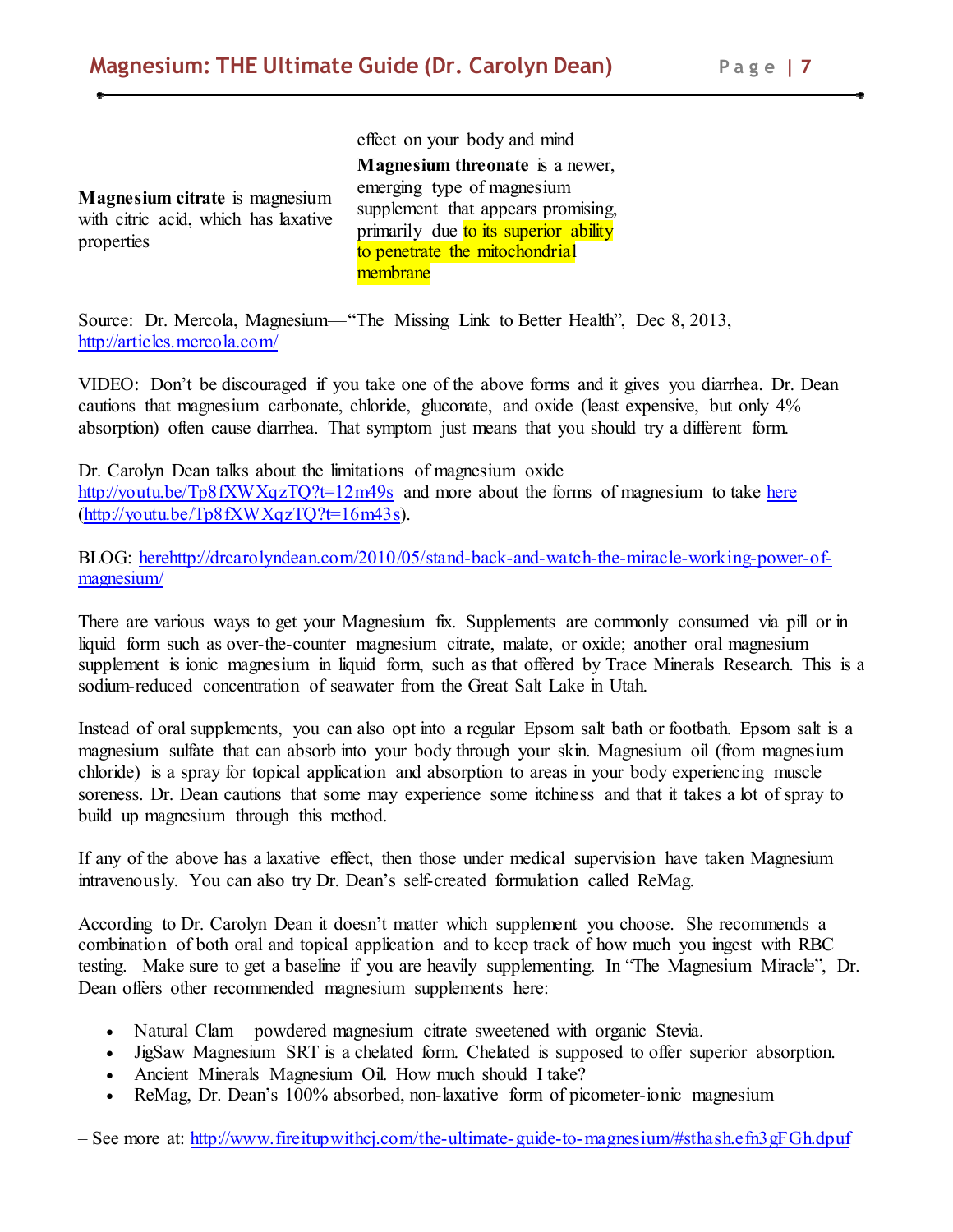effect on your body and mind

**Magnesium citrate** is magnesium with citric acid, which has laxative properties

**Magnesium threonate** is a newer, emerging type of magnesium supplement that appears promising, primarily due to its superior ability to penetrate the mitochondrial membrane

Source: Dr. Mercola, Magnesium—"The Missing Link to Better Health", Dec 8, 2013, http://articles.mercola.com/

VIDEO: Don't be discouraged if you take one of the above forms and it gives you diarrhea. Dr. Dean cautions that magnesium carbonate, chloride, gluconate, and oxide (least expensive, but only 4% absorption) often cause diarrhea. That symptom just means that you should try a different form.

Dr. Carolyn Dean talks about the limitations of magnesium oxide http://youtu.be/Tp8fXWXqzTQ?t=12m49s and more about the forms of magnesium to take here (http://youtu.be/Tp8fXWXqzTQ?t=16m43s).

BLOG: herehttp://drcarolyndean.com/2010/05/stand-back-and-watch-the-miracle-working-power-of-magnesium/

There are various ways to get your Magnesium fix. Supplements are commonly consumed via pill or in liquid form such as over-the-counter magnesium citrate, malate, or oxide; another oral magnesium supplement is ionic magnesium in liquid form, such as that offered by Trace Minerals Research. This is a sodium-reduced concentration of seawater from the Great Salt Lake in Utah.

Instead of oral supplements, you can also opt into a regular Epsom salt bath or footbath. Epsom salt is a magnesium sulfate that can absorb into your body through your skin. Magnesium oil (from magnesium chloride) is a spray for topical application and absorption to areas in your body experiencing muscle soreness. Dr. Dean cautions that some may experience some itchiness and that it takes a lot of spray to build up magnesium through this method.

If any of the above has a laxative effect, then those under medical supervision have taken Magnesium intravenously. You can also try Dr. Dean's self-created formulation called ReMag.

According to Dr. Carolyn Dean it doesn't matter which supplement you choose. She recommends a combination of both oral and topical application and to keep track of how much you ingest with RBC testing. Make sure to get a baseline if you are heavily supplementing. In "The Magnesium Miracle", Dr. Dean offers other recommended magnesium supplements here:

- Natural Clam – powdered magnesium citrate sweetened with organic Stevia.
- JigSaw Magnesium SRT is a chelated form. Chelated is supposed to offer superior absorption.
- Ancient Minerals Magnesium Oil. How much should I take?
- ReMag, Dr. Dean's 100% absorbed, non-laxative form of picometer-ionic magnesium

– See more at: http://www.fireitupwithcj.com/the-ultimate-guide-to-magnesium/#sthash.efn3gFGh.dpuf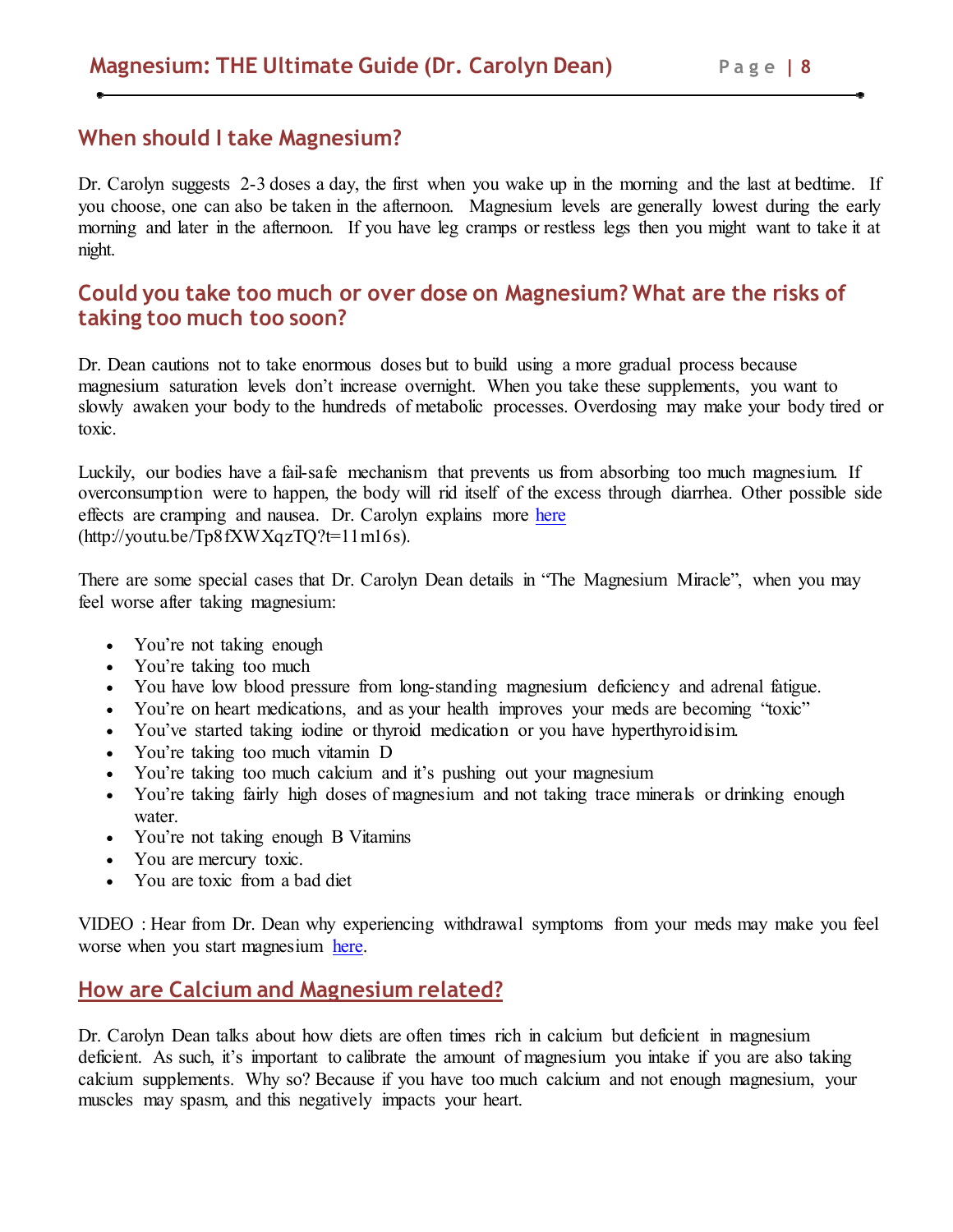## When should I take Magnesium?

Dr. Carolyn suggests 2-3 doses a day, the first when you wake up in the morning and the last at bedtime. If you choose, one can also be taken in the afternoon. Magnesium levels are generally lowest during the early morning and later in the afternoon. If you have leg cramps or restless legs then you might want to take it at night.

## Could you take too much or over dose on Magnesium? What are the risks of taking too much too soon?

Dr. Dean cautions not to take enormous doses but to build using a more gradual process because magnesium saturation levels don't increase overnight. When you take these supplements, you want to slowly awaken your body to the hundreds of metabolic processes. Overdosing may make your body tired or toxic.

Luckily, our bodies have a fail-safe mechanism that prevents us from absorbing too much magnesium. If overconsumption were to happen, the body will rid itself of the excess through diarrhea. Other possible side effects are cramping and nausea. Dr. Carolyn explains more [here](http://youtu.be/Tp8fXWXqzTQ?t=11m16s) (http://youtu.be/Tp8fXWXqzTQ?t=11m16s).

There are some special cases that Dr. Carolyn Dean details in "The Magnesium Miracle", when you may feel worse after taking magnesium:

- You're not taking enough
- You're taking too much
- You have low blood pressure from long-standing magnesium deficiency and adrenal fatigue.
- You're on heart medications, and as your health improves your meds are becoming "toxic"
- You've started taking iodine or thyroid medication or you have hyperthyroidisim.
- You're taking too much vitamin D
- You're taking too much calcium and it's pushing out your magnesium
- You're taking fairly high doses of magnesium and not taking trace minerals or drinking enough water.
- You're not taking enough B Vitamins
- You are mercury toxic.
- You are toxic from a bad diet

VIDEO : Hear from Dr. Dean why experiencing withdrawal symptoms from your meds may make you feel worse when you start magnesium here.

## How are Calcium and Magnesium related?

Dr. Carolyn Dean talks about how diets are often times rich in calcium but deficient in magnesium deficient. As such, it's important to calibrate the amount of magnesium you intake if you are also taking calcium supplements. Why so? Because if you have too much calcium and not enough magnesium, your muscles may spasm, and this negatively impacts your heart.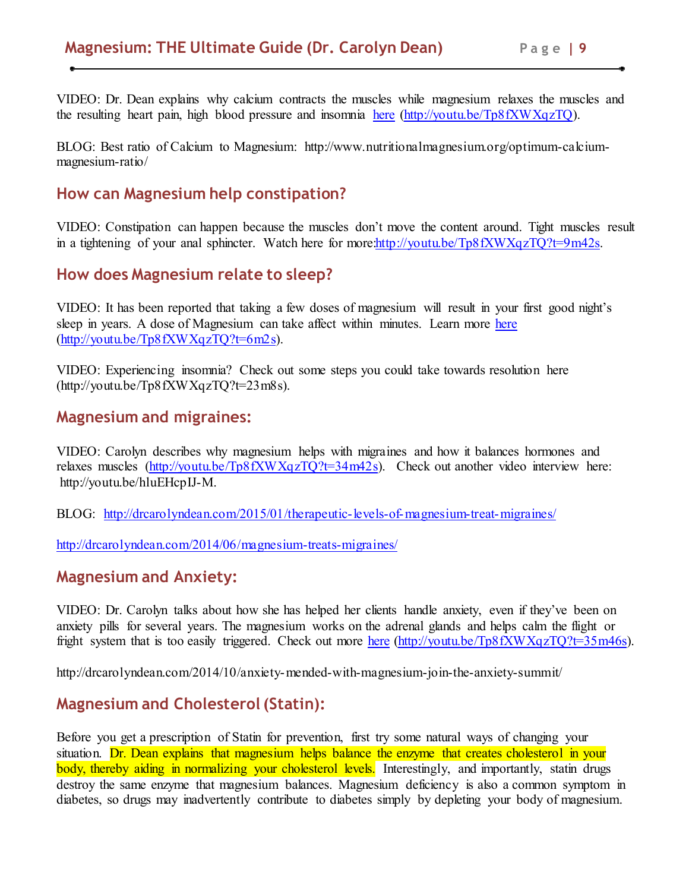VIDEO: Dr. Dean explains why calcium contracts the muscles while magnesium relaxes the muscles and the resulting heart pain, high blood pressure and insomnia [here](http://youtu.be/Tp8fXWXqzTQ) (http://youtu.be/Tp8fXWXqzTQ).

BLOG: Best ratio of Calcium to Magnesium: http://www.nutritionalmagnesium.org/optimum-calcium-magnesium-ratio/

## How can Magnesium help constipation?

VIDEO: Constipation can happen because the muscles don't move the content around. Tight muscles result in a tightening of your anal sphincter. Watch here for more:http://youtu.be/Tp8fXWXqzTQ?t=9m42s.

## How does Magnesium relate to sleep?

VIDEO: It has been reported that taking a few doses of magnesium will result in your first good night's sleep in years. A dose of Magnesium can take affect within minutes. Learn more [here](http://youtu.be/Tp8fXWXqzTQ?t=6m2s) (http://youtu.be/Tp8fXWXqzTQ?t=6m2s).

VIDEO: Experiencing insomnia? Check out some steps you could take towards resolution here (http://youtu.be/Tp8fXWXqzTQ?t=23m8s).

## Magnesium and migraines:

VIDEO: Carolyn describes why magnesium helps with migraines and how it balances hormones and relaxes muscles (http://youtu.be/Tp8fXWXqzTQ?t=34m42s). Check out another video interview here: http://youtu.be/hluEHcpIJ-M.

BLOG: http://drcarolyndean.com/2015/01/therapeutic-levels-of-magnesium-treat-migraines/

http://drcarolyndean.com/2014/06/magnesium-treats-migraines/

## Magnesium and Anxiety:

VIDEO: Dr. Carolyn talks about how she has helped her clients handle anxiety, even if they've been on anxiety pills for several years. The magnesium works on the adrenal glands and helps calm the flight or fright system that is too easily triggered. Check out more [here](http://youtu.be/Tp8fXWXqzTQ?t=35m46s) (http://youtu.be/Tp8fXWXqzTQ?t=35m46s).

http://drcarolyndean.com/2014/10/anxiety-mended-with-magnesium-join-the-anxiety-summit/

## Magnesium and Cholesterol (Statin):

Before you get a prescription of Statin for prevention, first try some natural ways of changing your situation. Dr. Dean explains that magnesium helps balance the enzyme that creates cholesterol in your body, thereby aiding in normalizing your cholesterol levels. Interestingly, and importantly, statin drugs destroy the same enzyme that magnesium balances. Magnesium deficiency is also a common symptom in diabetes, so drugs may inadvertently contribute to diabetes simply by depleting your body of magnesium.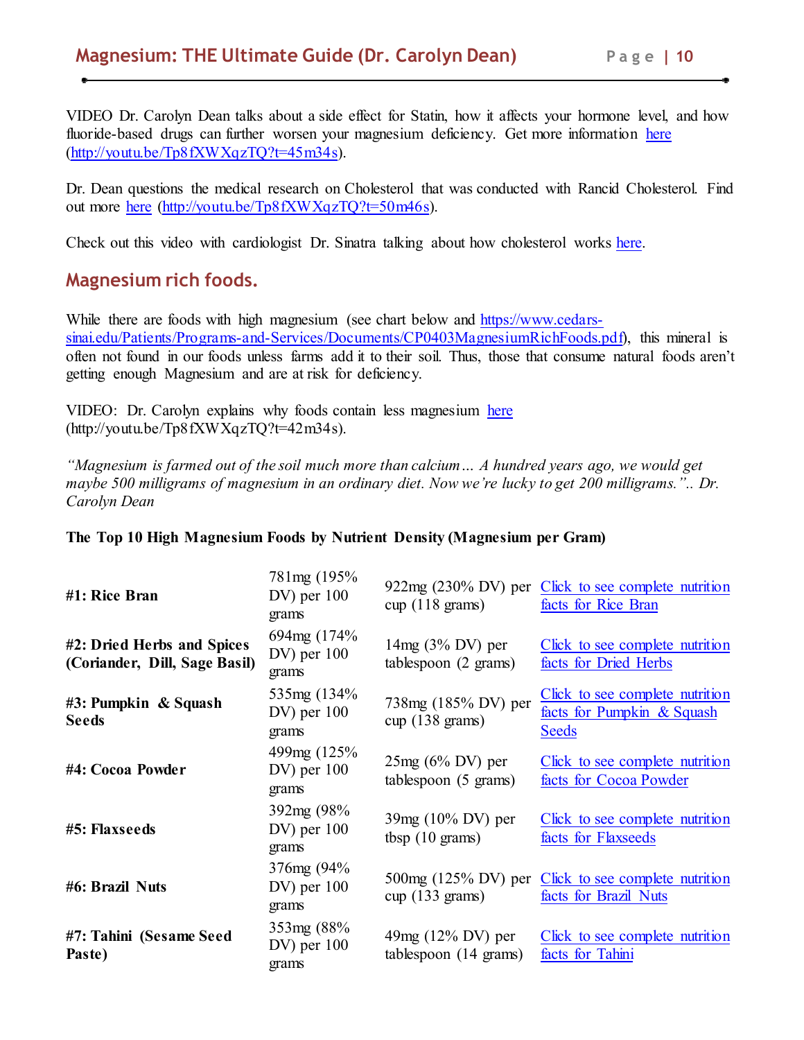VIDEO Dr. Carolyn Dean talks about a side effect for Statin, how it affects your hormone level, and how fluoride-based drugs can further worsen your magnesium deficiency. Get more information [here](http://youtu.be/Tp8fXWXqzTQ?t=45m34s) (http://youtu.be/Tp8fXWXqzTQ?t=45m34s).

Dr. Dean questions the medical research on Cholesterol that was conducted with Rancid Cholesterol. Find out more [here](http://youtu.be/Tp8fXWXqzTQ?t=50m46s) (http://youtu.be/Tp8fXWXqzTQ?t=50m46s).

Check out this video with cardiologist Dr. Sinatra talking about how cholesterol works here.

## Magnesium rich foods.

While there are foods with high magnesium (see chart below and https://www.cedars-sinai.edu/Patients/Programs-and-Services/Documents/CP0403MagnesiumRichFoods.pdf), this mineral is often not found in our foods unless farms add it to their soil. Thus, those that consume natural foods aren't getting enough Magnesium and are at risk for deficiency.

VIDEO: Dr. Carolyn explains why foods contain less magnesium here (http://youtu.be/Tp8fXWXqzTQ?t=42m34s).

*"Magnesium is farmed out of the soil much more than calcium… A hundred years ago, we would get maybe 500 milligrams of magnesium in an ordinary diet. Now we're lucky to get 200 milligrams.".. Dr. Carolyn Dean*

**The Top 10 High Magnesium Foods by Nutrient Density (Magnesium per Gram)**

| Food | Per 100 grams | Per serving | Link |
|---|---|---|---|
| **#1: Rice Bran** | 781mg (195% DV) per 100 grams | 922mg (230% DV) per cup (118 grams) | Click to see complete nutrition facts for Rice Bran |
| **#2: Dried Herbs and Spices (Coriander, Dill, Sage Basil)** | 694mg (174% DV) per 100 grams | 14mg (3% DV) per tablespoon (2 grams) | Click to see complete nutrition facts for Dried Herbs |
| **#3: Pumpkin & Squash Seeds** | 535mg (134% DV) per 100 grams | 738mg (185% DV) per cup (138 grams) | Click to see complete nutrition facts for Pumpkin & Squash Seeds |
| **#4: Cocoa Powder** | 499mg (125% DV) per 100 grams | 25mg (6% DV) per tablespoon (5 grams) | Click to see complete nutrition facts for Cocoa Powder |
| **#5: Flaxseeds** | 392mg (98% DV) per 100 grams | 39mg (10% DV) per tbsp (10 grams) | Click to see complete nutrition facts for Flaxseeds |
| **#6: Brazil Nuts** | 376mg (94% DV) per 100 grams | 500mg (125% DV) per cup (133 grams) | Click to see complete nutrition facts for Brazil Nuts |
| **#7: Tahini (Sesame Seed Paste)** | 353mg (88% DV) per 100 grams | 49mg (12% DV) per tablespoon (14 grams) | Click to see complete nutrition facts for Tahini |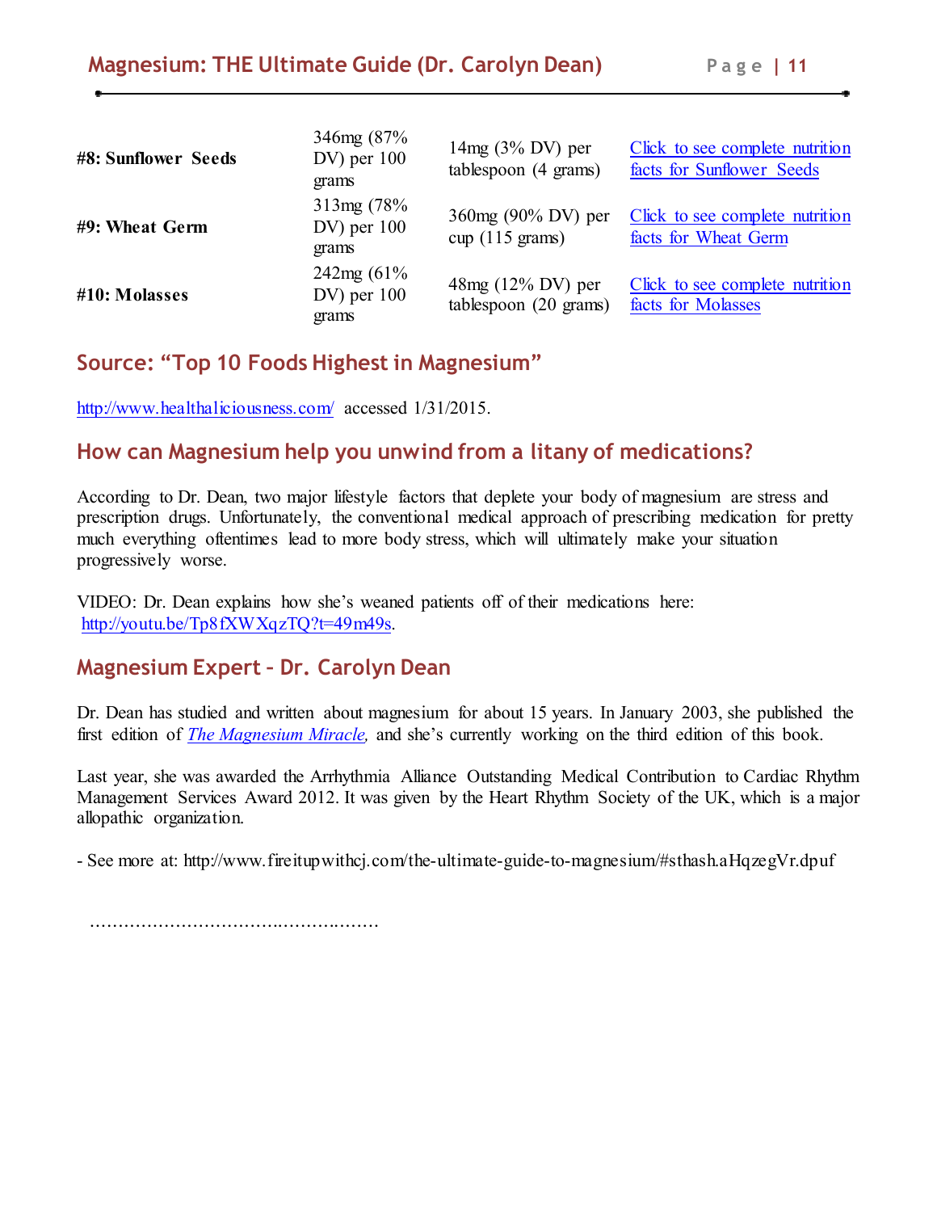| | | | |
|---|---|---|---|
| **#8: Sunflower Seeds** | 346mg (87% DV) per 100 grams | 14mg (3% DV) per tablespoon (4 grams) | Click to see complete nutrition facts for Sunflower Seeds |
| **#9: Wheat Germ** | 313mg (78% DV) per 100 grams | 360mg (90% DV) per cup (115 grams) | Click to see complete nutrition facts for Wheat Germ |
| **#10: Molasses** | 242mg (61% DV) per 100 grams | 48mg (12% DV) per tablespoon (20 grams) | Click to see complete nutrition facts for Molasses |

## Source: "Top 10 Foods Highest in Magnesium"

http://www.healthaliciousness.com/ accessed 1/31/2015.

## How can Magnesium help you unwind from a litany of medications?

According to Dr. Dean, two major lifestyle factors that deplete your body of magnesium are stress and prescription drugs. Unfortunately, the conventional medical approach of prescribing medication for pretty much everything oftentimes lead to more body stress, which will ultimately make your situation progressively worse.

VIDEO: Dr. Dean explains how she's weaned patients off of their medications here: http://youtu.be/Tp8fXWXqzTQ?t=49m49s.

## Magnesium Expert – Dr. Carolyn Dean

Dr. Dean has studied and written about magnesium for about 15 years. In January 2003, she published the first edition of *The Magnesium Miracle*, and she's currently working on the third edition of this book.

Last year, she was awarded the Arrhythmia Alliance Outstanding Medical Contribution to Cardiac Rhythm Management Services Award 2012. It was given by the Heart Rhythm Society of the UK, which is a major allopathic organization.

- See more at: http://www.fireitupwithcj.com/the-ultimate-guide-to-magnesium/#sthash.aHqzegVr.dpuf

…………………………..………..……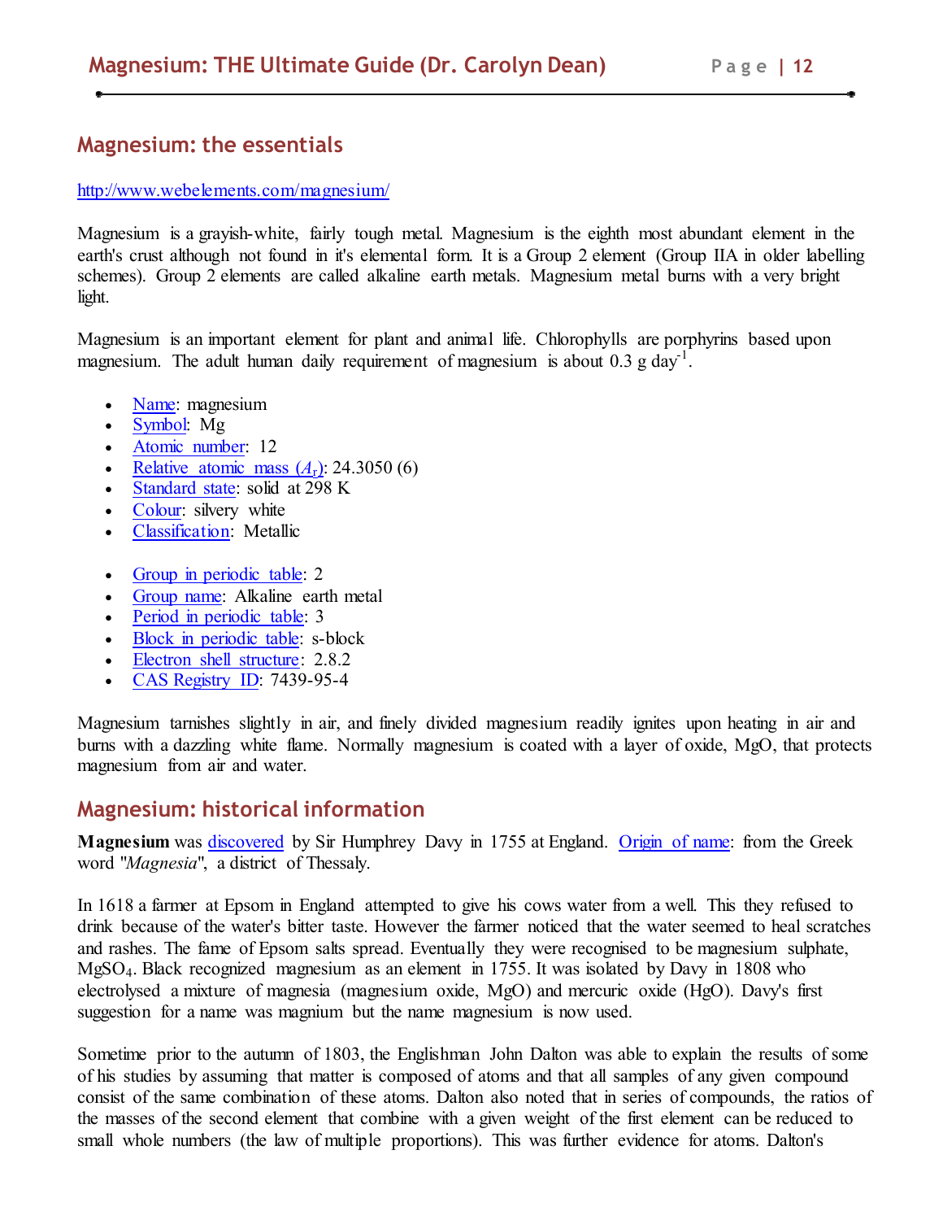## Magnesium: the essentials

http://www.webelements.com/magnesium/

Magnesium is a grayish-white, fairly tough metal. Magnesium is the eighth most abundant element in the earth's crust although not found in it's elemental form. It is a Group 2 element (Group IIA in older labelling schemes). Group 2 elements are called alkaline earth metals. Magnesium metal burns with a very bright light.

Magnesium is an important element for plant and animal life. Chlorophylls are porphyrins based upon magnesium. The adult human daily requirement of magnesium is about 0.3 g $day^{-1}$.

- Name: magnesium
- Symbol: Mg
- Atomic number: 12
- Relative atomic mass ($A_r$): 24.3050 (6)
- Standard state: solid at 298 K
- Colour: silvery white
- Classification: Metallic

- Group in periodic table: 2
- Group name: Alkaline earth metal
- Period in periodic table: 3
- Block in periodic table: s-block
- Electron shell structure: 2.8.2
- CAS Registry ID: 7439-95-4

Magnesium tarnishes slightly in air, and finely divided magnesium readily ignites upon heating in air and burns with a dazzling white flame. Normally magnesium is coated with a layer of oxide, MgO, that protects magnesium from air and water.

## Magnesium: historical information

**Magnesium** was discovered by Sir Humphrey Davy in 1755 at England. Origin of name: from the Greek word "*Magnesia*", a district of Thessaly.

In 1618 a farmer at Epsom in England attempted to give his cows water from a well. This they refused to drink because of the water's bitter taste. However the farmer noticed that the water seemed to heal scratches and rashes. The fame of Epsom salts spread. Eventually they were recognised to be magnesium sulphate, $MgSO_4$. Black recognized magnesium as an element in 1755. It was isolated by Davy in 1808 who electrolysed a mixture of magnesia (magnesium oxide, MgO) and mercuric oxide (HgO). Davy's first suggestion for a name was magnium but the name magnesium is now used.

Sometime prior to the autumn of 1803, the Englishman John Dalton was able to explain the results of some of his studies by assuming that matter is composed of atoms and that all samples of any given compound consist of the same combination of these atoms. Dalton also noted that in series of compounds, the ratios of the masses of the second element that combine with a given weight of the first element can be reduced to small whole numbers (the law of multiple proportions). This was further evidence for atoms. Dalton's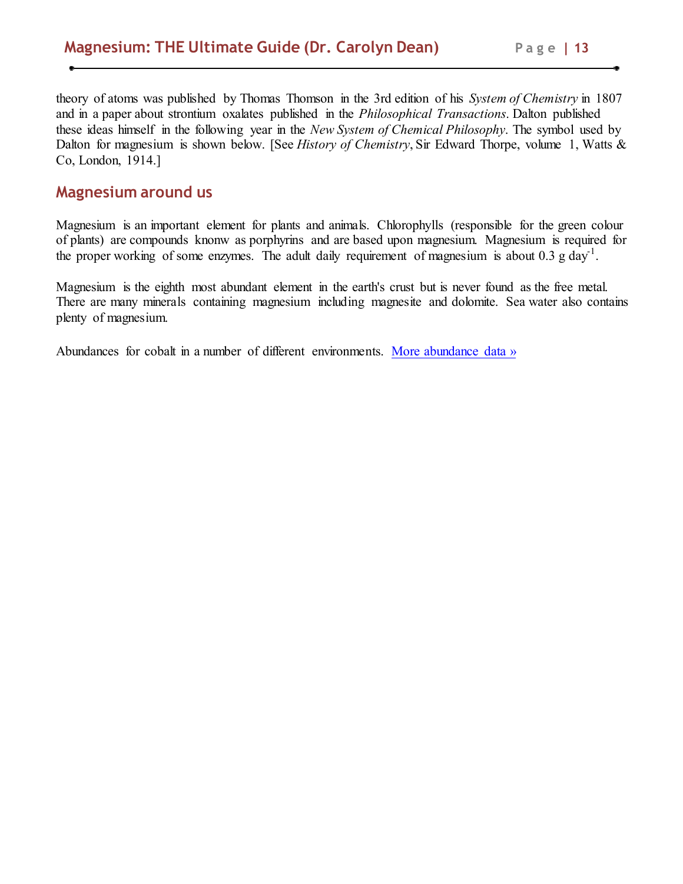theory of atoms was published by Thomas Thomson in the 3rd edition of his *System of Chemistry* in 1807 and in a paper about strontium oxalates published in the *Philosophical Transactions*. Dalton published these ideas himself in the following year in the *New System of Chemical Philosophy*. The symbol used by Dalton for magnesium is shown below. [See *History of Chemistry*, Sir Edward Thorpe, volume 1, Watts & Co, London, 1914.]

## Magnesium around us

Magnesium is an important element for plants and animals. Chlorophylls (responsible for the green colour of plants) are compounds knonw as porphyrins and are based upon magnesium. Magnesium is required for the proper working of some enzymes. The adult daily requirement of magnesium is about 0.3 g $day^{-1}$.

Magnesium is the eighth most abundant element in the earth's crust but is never found as the free metal. There are many minerals containing magnesium including magnesite and dolomite. Sea water also contains plenty of magnesium.

Abundances for cobalt in a number of different environments. More abundance data »